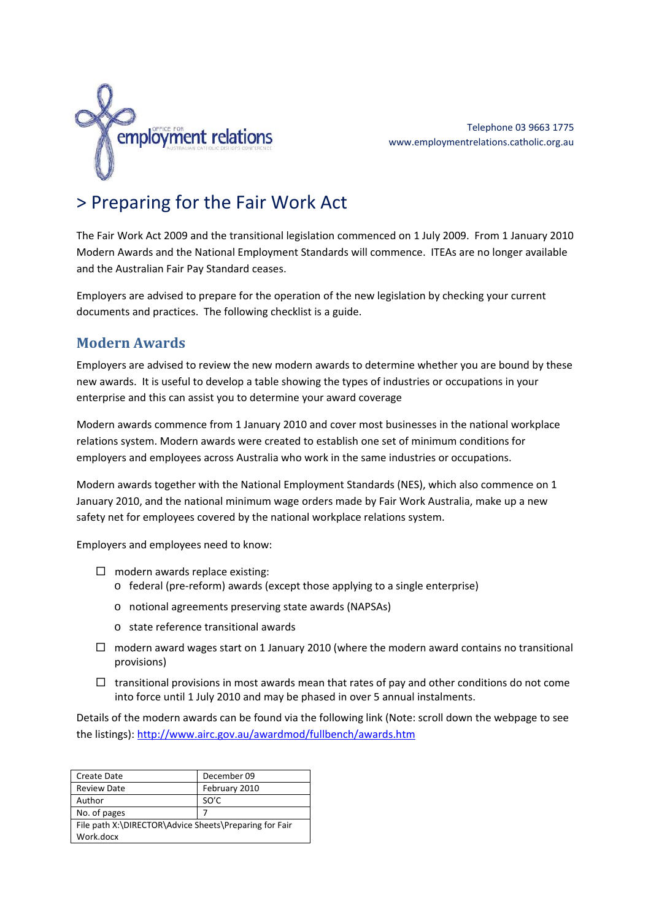Telephone 03 9663 1775
www.employmentrelations.catholic.org.au

# > Preparing for the Fair Work Act

The Fair Work Act 2009 and the transitional legislation commenced on 1 July 2009. From 1 January 2010 Modern Awards and the National Employment Standards will commence. ITEAs are no longer available and the Australian Fair Pay Standard ceases.

Employers are advised to prepare for the operation of the new legislation by checking your current documents and practices. The following checklist is a guide.

## Modern Awards

Employers are advised to review the new modern awards to determine whether you are bound by these new awards. It is useful to develop a table showing the types of industries or occupations in your enterprise and this can assist you to determine your award coverage

Modern awards commence from 1 January 2010 and cover most businesses in the national workplace relations system. Modern awards were created to establish one set of minimum conditions for employers and employees across Australia who work in the same industries or occupations.

Modern awards together with the National Employment Standards (NES), which also commence on 1 January 2010, and the national minimum wage orders made by Fair Work Australia, make up a new safety net for employees covered by the national workplace relations system.

Employers and employees need to know:

- [ ] modern awards replace existing:
  - federal (pre-reform) awards (except those applying to a single enterprise)
  - notional agreements preserving state awards (NAPSAs)
  - state reference transitional awards
- [ ] modern award wages start on 1 January 2010 (where the modern award contains no transitional provisions)
- [ ] transitional provisions in most awards mean that rates of pay and other conditions do not come into force until 1 July 2010 and may be phased in over 5 annual instalments.

Details of the modern awards can be found via the following link (Note: scroll down the webpage to see the listings): http://www.airc.gov.au/awardmod/fullbench/awards.htm

| Create Date | December 09 |
|---|---|
| Review Date | February 2010 |
| Author | SO'C |
| No. of pages | 7 |
| File path X:\DIRECTOR\Advice Sheets\Preparing for Fair Work.docx | |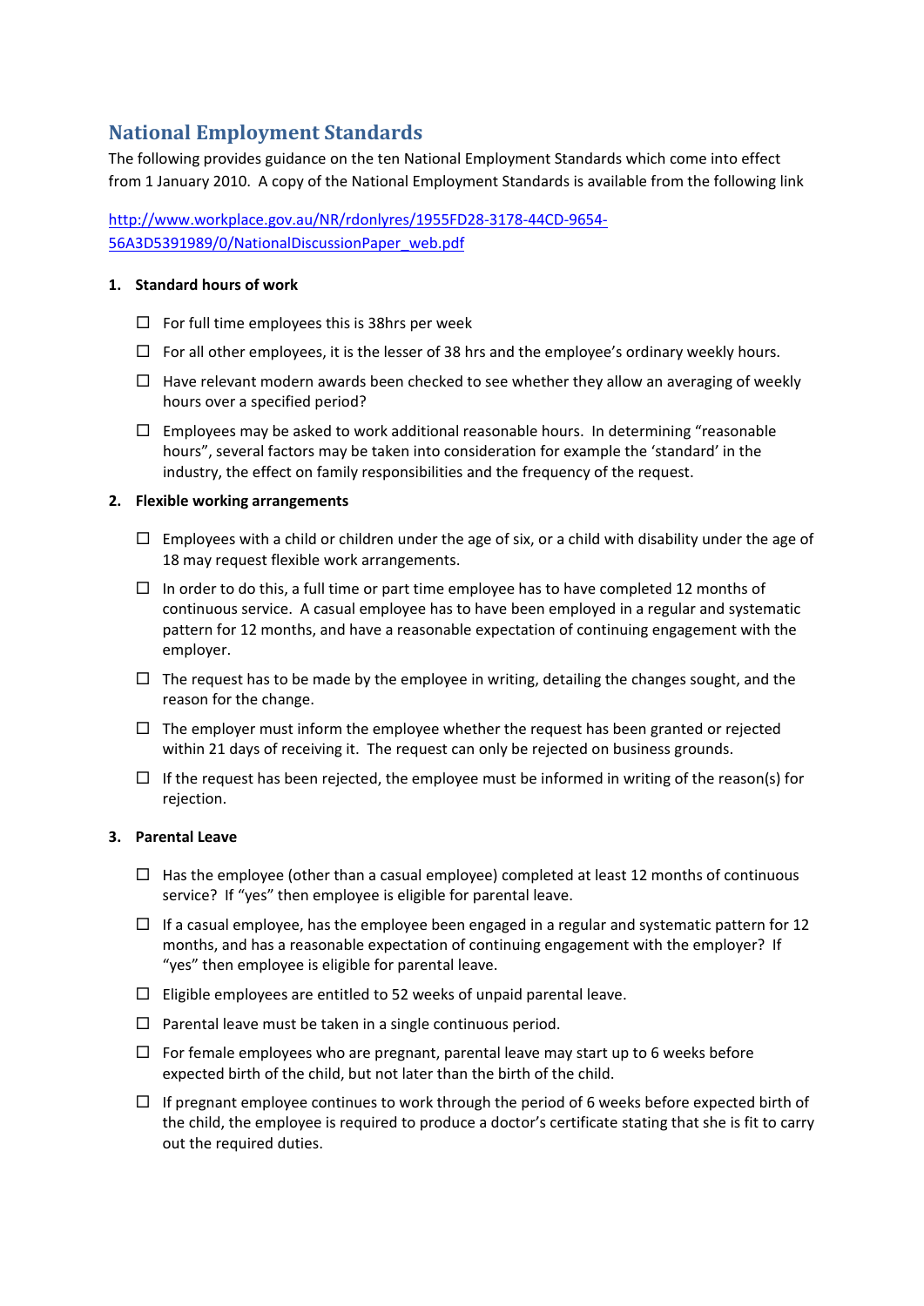## National Employment Standards

The following provides guidance on the ten National Employment Standards which come into effect from 1 January 2010. A copy of the National Employment Standards is available from the following link

[http://www.workplace.gov.au/NR/rdonlyres/1955FD28-3178-44CD-9654-56A3D5391989/0/NationalDiscussionPaper_web.pdf](http://www.workplace.gov.au/NR/rdonlyres/1955FD28-3178-44CD-9654-56A3D5391989/0/NationalDiscussionPaper_web.pdf)

**1. Standard hours of work**

- ☐ For full time employees this is 38hrs per week
- ☐ For all other employees, it is the lesser of 38 hrs and the employee's ordinary weekly hours.
- ☐ Have relevant modern awards been checked to see whether they allow an averaging of weekly hours over a specified period?
- ☐ Employees may be asked to work additional reasonable hours. In determining "reasonable hours", several factors may be taken into consideration for example the 'standard' in the industry, the effect on family responsibilities and the frequency of the request.

**2. Flexible working arrangements**

- ☐ Employees with a child or children under the age of six, or a child with disability under the age of 18 may request flexible work arrangements.
- ☐ In order to do this, a full time or part time employee has to have completed 12 months of continuous service. A casual employee has to have been employed in a regular and systematic pattern for 12 months, and have a reasonable expectation of continuing engagement with the employer.
- ☐ The request has to be made by the employee in writing, detailing the changes sought, and the reason for the change.
- ☐ The employer must inform the employee whether the request has been granted or rejected within 21 days of receiving it. The request can only be rejected on business grounds.
- ☐ If the request has been rejected, the employee must be informed in writing of the reason(s) for rejection.

**3. Parental Leave**

- ☐ Has the employee (other than a casual employee) completed at least 12 months of continuous service? If "yes" then employee is eligible for parental leave.
- ☐ If a casual employee, has the employee been engaged in a regular and systematic pattern for 12 months, and has a reasonable expectation of continuing engagement with the employer? If "yes" then employee is eligible for parental leave.
- ☐ Eligible employees are entitled to 52 weeks of unpaid parental leave.
- ☐ Parental leave must be taken in a single continuous period.
- ☐ For female employees who are pregnant, parental leave may start up to 6 weeks before expected birth of the child, but not later than the birth of the child.
- ☐ If pregnant employee continues to work through the period of 6 weeks before expected birth of the child, the employee is required to produce a doctor's certificate stating that she is fit to carry out the required duties.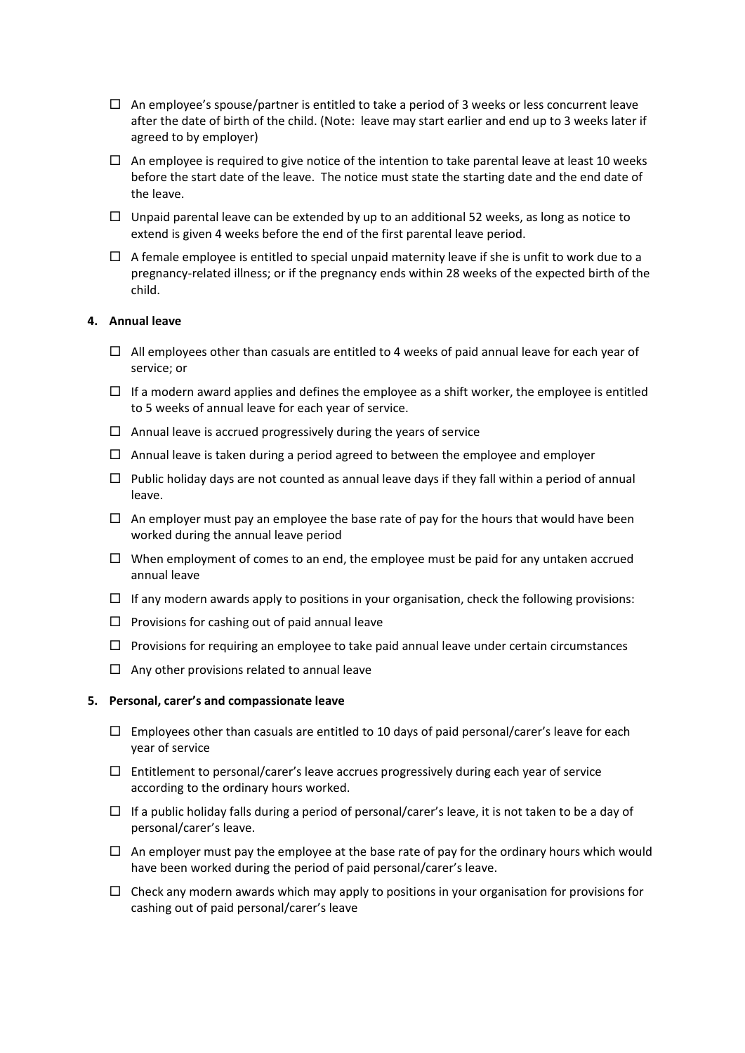- ☐ An employee's spouse/partner is entitled to take a period of 3 weeks or less concurrent leave after the date of birth of the child. (Note: leave may start earlier and end up to 3 weeks later if agreed to by employer)
- ☐ An employee is required to give notice of the intention to take parental leave at least 10 weeks before the start date of the leave. The notice must state the starting date and the end date of the leave.
- ☐ Unpaid parental leave can be extended by up to an additional 52 weeks, as long as notice to extend is given 4 weeks before the end of the first parental leave period.
- ☐ A female employee is entitled to special unpaid maternity leave if she is unfit to work due to a pregnancy-related illness; or if the pregnancy ends within 28 weeks of the expected birth of the child.

**4. Annual leave**

- ☐ All employees other than casuals are entitled to 4 weeks of paid annual leave for each year of service; or
- ☐ If a modern award applies and defines the employee as a shift worker, the employee is entitled to 5 weeks of annual leave for each year of service.
- ☐ Annual leave is accrued progressively during the years of service
- ☐ Annual leave is taken during a period agreed to between the employee and employer
- ☐ Public holiday days are not counted as annual leave days if they fall within a period of annual leave.
- ☐ An employer must pay an employee the base rate of pay for the hours that would have been worked during the annual leave period
- ☐ When employment of comes to an end, the employee must be paid for any untaken accrued annual leave
- ☐ If any modern awards apply to positions in your organisation, check the following provisions:
- ☐ Provisions for cashing out of paid annual leave
- ☐ Provisions for requiring an employee to take paid annual leave under certain circumstances
- ☐ Any other provisions related to annual leave

**5. Personal, carer's and compassionate leave**

- ☐ Employees other than casuals are entitled to 10 days of paid personal/carer's leave for each year of service
- ☐ Entitlement to personal/carer's leave accrues progressively during each year of service according to the ordinary hours worked.
- ☐ If a public holiday falls during a period of personal/carer's leave, it is not taken to be a day of personal/carer's leave.
- ☐ An employer must pay the employee at the base rate of pay for the ordinary hours which would have been worked during the period of paid personal/carer's leave.
- ☐ Check any modern awards which may apply to positions in your organisation for provisions for cashing out of paid personal/carer's leave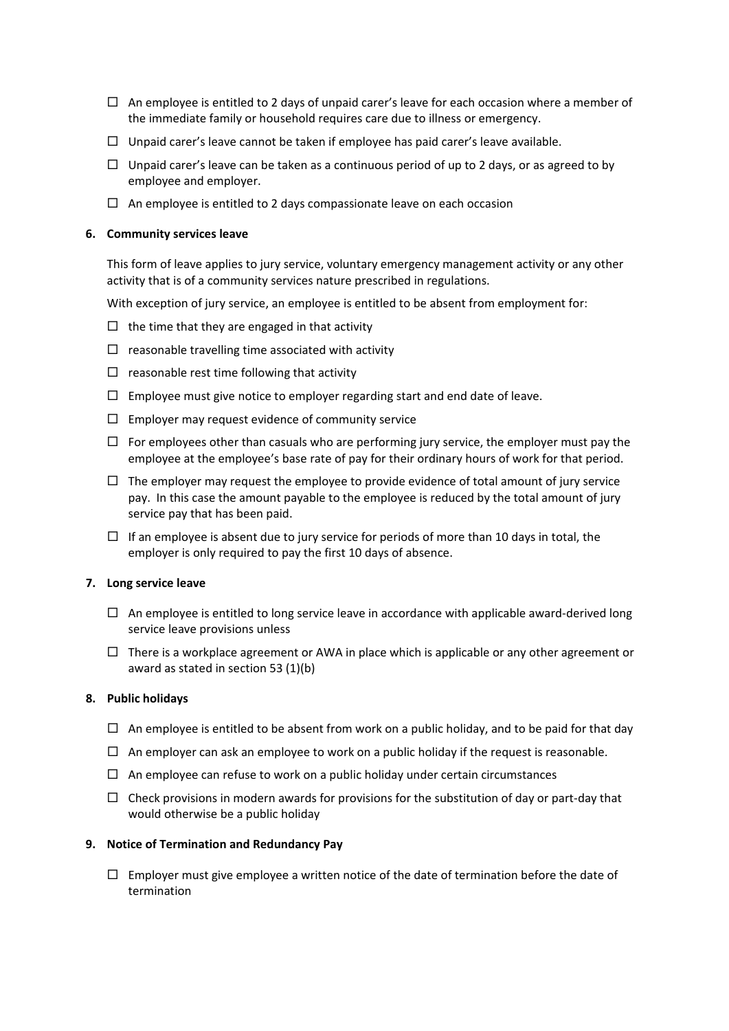- ☐ An employee is entitled to 2 days of unpaid carer's leave for each occasion where a member of the immediate family or household requires care due to illness or emergency.
- ☐ Unpaid carer's leave cannot be taken if employee has paid carer's leave available.
- ☐ Unpaid carer's leave can be taken as a continuous period of up to 2 days, or as agreed to by employee and employer.
- ☐ An employee is entitled to 2 days compassionate leave on each occasion

**6. Community services leave**

This form of leave applies to jury service, voluntary emergency management activity or any other activity that is of a community services nature prescribed in regulations.

With exception of jury service, an employee is entitled to be absent from employment for:

- ☐ the time that they are engaged in that activity
- ☐ reasonable travelling time associated with activity
- ☐ reasonable rest time following that activity
- ☐ Employee must give notice to employer regarding start and end date of leave.
- ☐ Employer may request evidence of community service
- ☐ For employees other than casuals who are performing jury service, the employer must pay the employee at the employee's base rate of pay for their ordinary hours of work for that period.
- ☐ The employer may request the employee to provide evidence of total amount of jury service pay. In this case the amount payable to the employee is reduced by the total amount of jury service pay that has been paid.
- ☐ If an employee is absent due to jury service for periods of more than 10 days in total, the employer is only required to pay the first 10 days of absence.

**7. Long service leave**

- ☐ An employee is entitled to long service leave in accordance with applicable award-derived long service leave provisions unless
- ☐ There is a workplace agreement or AWA in place which is applicable or any other agreement or award as stated in section 53 (1)(b)

**8. Public holidays**

- ☐ An employee is entitled to be absent from work on a public holiday, and to be paid for that day
- ☐ An employer can ask an employee to work on a public holiday if the request is reasonable.
- ☐ An employee can refuse to work on a public holiday under certain circumstances
- ☐ Check provisions in modern awards for provisions for the substitution of day or part-day that would otherwise be a public holiday

**9. Notice of Termination and Redundancy Pay**

- ☐ Employer must give employee a written notice of the date of termination before the date of termination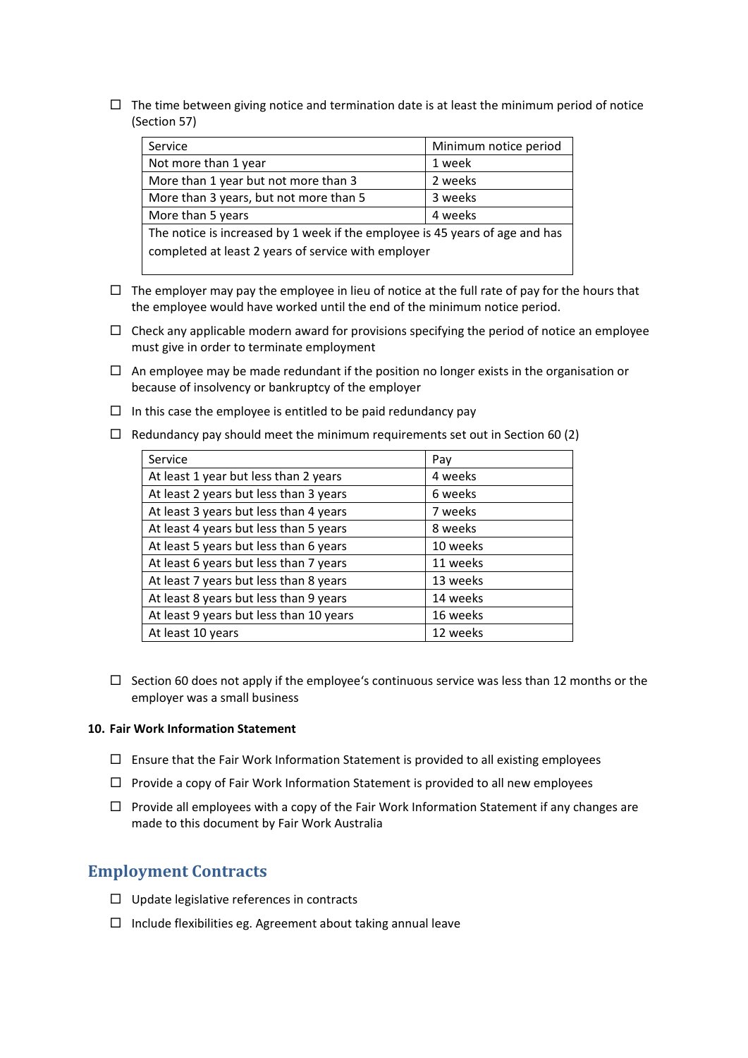- ☐ The time between giving notice and termination date is at least the minimum period of notice (Section 57)

| Service | Minimum notice period |
| --- | --- |
| Not more than 1 year | 1 week |
| More than 1 year but not more than 3 | 2 weeks |
| More than 3 years, but not more than 5 | 3 weeks |
| More than 5 years | 4 weeks |
| The notice is increased by 1 week if the employee is 45 years of age and has completed at least 2 years of service with employer | |

- ☐ The employer may pay the employee in lieu of notice at the full rate of pay for the hours that the employee would have worked until the end of the minimum notice period.
- ☐ Check any applicable modern award for provisions specifying the period of notice an employee must give in order to terminate employment
- ☐ An employee may be made redundant if the position no longer exists in the organisation or because of insolvency or bankruptcy of the employer
- ☐ In this case the employee is entitled to be paid redundancy pay
- ☐ Redundancy pay should meet the minimum requirements set out in Section 60 (2)

| Service | Pay |
| --- | --- |
| At least 1 year but less than 2 years | 4 weeks |
| At least 2 years but less than 3 years | 6 weeks |
| At least 3 years but less than 4 years | 7 weeks |
| At least 4 years but less than 5 years | 8 weeks |
| At least 5 years but less than 6 years | 10 weeks |
| At least 6 years but less than 7 years | 11 weeks |
| At least 7 years but less than 8 years | 13 weeks |
| At least 8 years but less than 9 years | 14 weeks |
| At least 9 years but less than 10 years | 16 weeks |
| At least 10 years | 12 weeks |

- ☐ Section 60 does not apply if the employee's continuous service was less than 12 months or the employer was a small business

**10. Fair Work Information Statement**

- ☐ Ensure that the Fair Work Information Statement is provided to all existing employees
- ☐ Provide a copy of Fair Work Information Statement is provided to all new employees
- ☐ Provide all employees with a copy of the Fair Work Information Statement if any changes are made to this document by Fair Work Australia

## Employment Contracts

- ☐ Update legislative references in contracts
- ☐ Include flexibilities eg. Agreement about taking annual leave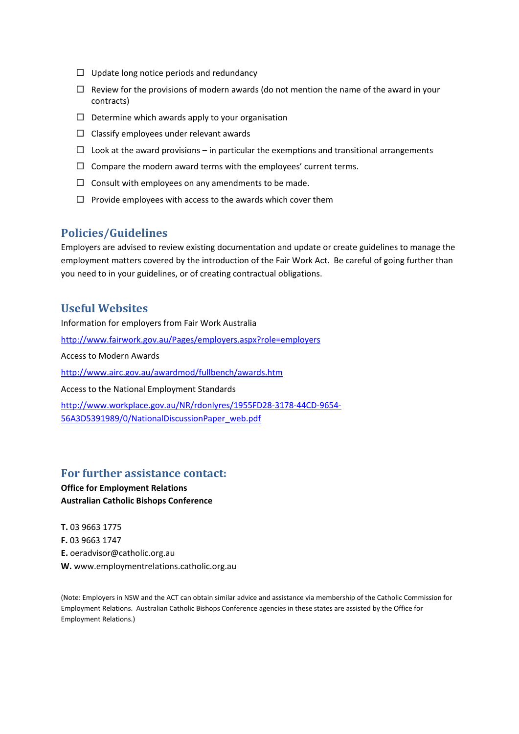- ☐ Update long notice periods and redundancy
- ☐ Review for the provisions of modern awards (do not mention the name of the award in your contracts)
- ☐ Determine which awards apply to your organisation
- ☐ Classify employees under relevant awards
- ☐ Look at the award provisions – in particular the exemptions and transitional arrangements
- ☐ Compare the modern award terms with the employees' current terms.
- ☐ Consult with employees on any amendments to be made.
- ☐ Provide employees with access to the awards which cover them

## Policies/Guidelines

Employers are advised to review existing documentation and update or create guidelines to manage the employment matters covered by the introduction of the Fair Work Act. Be careful of going further than you need to in your guidelines, or of creating contractual obligations.

## Useful Websites

Information for employers from Fair Work Australia

http://www.fairwork.gov.au/Pages/employers.aspx?role=employers

Access to Modern Awards

http://www.airc.gov.au/awardmod/fullbench/awards.htm

Access to the National Employment Standards

http://www.workplace.gov.au/NR/rdonlyres/1955FD28-3178-44CD-9654-56A3D5391989/0/NationalDiscussionPaper_web.pdf

## For further assistance contact:

**Office for Employment Relations**
**Australian Catholic Bishops Conference**

**T.** 03 9663 1775
**F.** 03 9663 1747
**E.** oeradvisor@catholic.org.au
**W.** www.employmentrelations.catholic.org.au

(Note: Employers in NSW and the ACT can obtain similar advice and assistance via membership of the Catholic Commission for Employment Relations. Australian Catholic Bishops Conference agencies in these states are assisted by the Office for Employment Relations.)